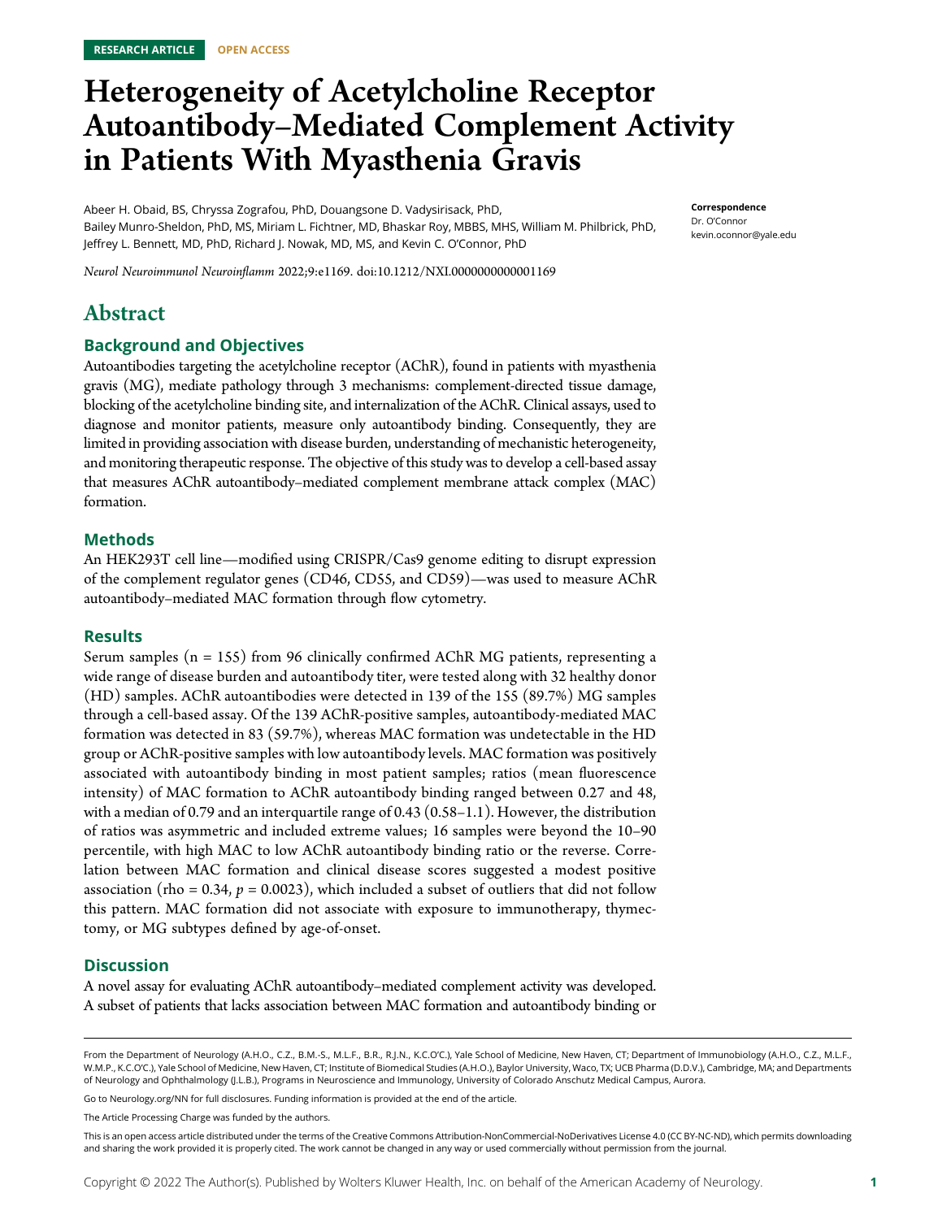RESEARCH ARTICLE OPEN ACCESS

# Heterogeneity of Acetylcholine Receptor Autoantibody–Mediated Complement Activity in Patients With Myasthenia Gravis

Abeer H. Obaid, BS, Chryssa Zografou, PhD, Douangsone D. Vadysirisack, PhD, Bailey Munro-Sheldon, PhD, MS, Miriam L. Fichtner, MD, Bhaskar Roy, MBBS, MHS, William M. Philbrick, PhD, Jeffrey L. Bennett, MD, PhD, Richard J. Nowak, MD, MS, and Kevin C. O'Connor, PhD

*Neurol Neuroimmunol Neuroinflamm* 2022;9:e1169. doi:10.1212/NXI.0000000000001169

**Correspondence**
Dr. O'Connor
kevin.oconnor@yale.edu

## Abstract

### Background and Objectives

Autoantibodies targeting the acetylcholine receptor (AChR), found in patients with myasthenia gravis (MG), mediate pathology through 3 mechanisms: complement-directed tissue damage, blocking of the acetylcholine binding site, and internalization of the AChR. Clinical assays, used to diagnose and monitor patients, measure only autoantibody binding. Consequently, they are limited in providing association with disease burden, understanding of mechanistic heterogeneity, and monitoring therapeutic response. The objective of this study was to develop a cell-based assay that measures AChR autoantibody–mediated complement membrane attack complex (MAC) formation.

### Methods

An HEK293T cell line—modified using CRISPR/Cas9 genome editing to disrupt expression of the complement regulator genes (CD46, CD55, and CD59)—was used to measure AChR autoantibody–mediated MAC formation through flow cytometry.

### Results

Serum samples (n = 155) from 96 clinically confirmed AChR MG patients, representing a wide range of disease burden and autoantibody titer, were tested along with 32 healthy donor (HD) samples. AChR autoantibodies were detected in 139 of the 155 (89.7%) MG samples through a cell-based assay. Of the 139 AChR-positive samples, autoantibody-mediated MAC formation was detected in 83 (59.7%), whereas MAC formation was undetectable in the HD group or AChR-positive samples with low autoantibody levels. MAC formation was positively associated with autoantibody binding in most patient samples; ratios (mean fluorescence intensity) of MAC formation to AChR autoantibody binding ranged between 0.27 and 48, with a median of 0.79 and an interquartile range of 0.43 (0.58–1.1). However, the distribution of ratios was asymmetric and included extreme values; 16 samples were beyond the 10–90 percentile, with high MAC to low AChR autoantibody binding ratio or the reverse. Correlation between MAC formation and clinical disease scores suggested a modest positive association (rho = 0.34, $p = 0.0023$), which included a subset of outliers that did not follow this pattern. MAC formation did not associate with exposure to immunotherapy, thymectomy, or MG subtypes defined by age-of-onset.

### Discussion

A novel assay for evaluating AChR autoantibody–mediated complement activity was developed. A subset of patients that lacks association between MAC formation and autoantibody binding or

From the Department of Neurology (A.H.O., C.Z., B.M.-S., M.L.F., B.R., R.J.N., K.C.O'C.), Yale School of Medicine, New Haven, CT; Department of Immunobiology (A.H.O., C.Z., M.L.F., W.M.P., K.C.O'C.), Yale School of Medicine, New Haven, CT; Institute of Biomedical Studies (A.H.O.), Baylor University, Waco, TX; UCB Pharma (D.D.V.), Cambridge, MA; and Departments of Neurology and Ophthalmology (J.L.B.), Programs in Neuroscience and Immunology, University of Colorado Anschutz Medical Campus, Aurora.

Go to Neurology.org/NN for full disclosures. Funding information is provided at the end of the article.

The Article Processing Charge was funded by the authors.

This is an open access article distributed under the terms of the Creative Commons Attribution-NonCommercial-NoDerivatives License 4.0 (CC BY-NC-ND), which permits downloading and sharing the work provided it is properly cited. The work cannot be changed in any way or used commercially without permission from the journal.

Copyright © 2022 The Author(s). Published by Wolters Kluwer Health, Inc. on behalf of the American Academy of Neurology.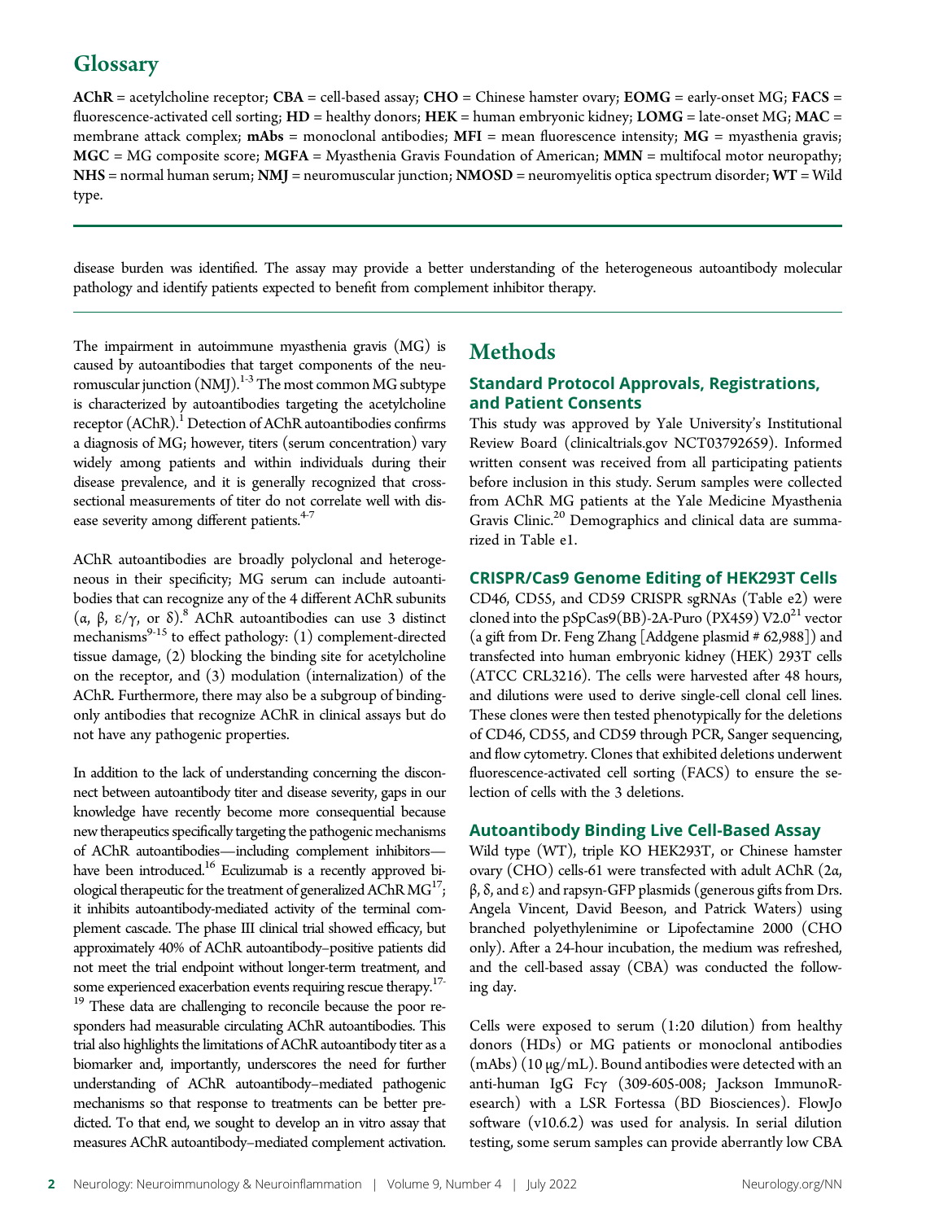## Glossary

**AChR** = acetylcholine receptor; **CBA** = cell-based assay; **CHO** = Chinese hamster ovary; **EOMG** = early-onset MG; **FACS** = fluorescence-activated cell sorting; **HD** = healthy donors; **HEK** = human embryonic kidney; **LOMG** = late-onset MG; **MAC** = membrane attack complex; **mAbs** = monoclonal antibodies; **MFI** = mean fluorescence intensity; **MG** = myasthenia gravis; **MGC** = MG composite score; **MGFA** = Myasthenia Gravis Foundation of American; **MMN** = multifocal motor neuropathy; **NHS** = normal human serum; **NMJ** = neuromuscular junction; **NMOSD** = neuromyelitis optica spectrum disorder; **WT** = Wild type.

---

disease burden was identified. The assay may provide a better understanding of the heterogeneous autoantibody molecular pathology and identify patients expected to benefit from complement inhibitor therapy.

---

The impairment in autoimmune myasthenia gravis (MG) is caused by autoantibodies that target components of the neuromuscular junction (NMJ).[1-3] The most common MG subtype is characterized by autoantibodies targeting the acetylcholine receptor (AChR).[1] Detection of AChR autoantibodies confirms a diagnosis of MG; however, titers (serum concentration) vary widely among patients and within individuals during their disease prevalence, and it is generally recognized that cross-sectional measurements of titer do not correlate well with disease severity among different patients.[4-7]

AChR autoantibodies are broadly polyclonal and heterogeneous in their specificity; MG serum can include autoantibodies that can recognize any of the 4 different AChR subunits (α, β, ε/γ, or δ).[8] AChR autoantibodies can use 3 distinct mechanisms[9-15] to effect pathology: (1) complement-directed tissue damage, (2) blocking the binding site for acetylcholine on the receptor, and (3) modulation (internalization) of the AChR. Furthermore, there may also be a subgroup of binding-only antibodies that recognize AChR in clinical assays but do not have any pathogenic properties.

In addition to the lack of understanding concerning the disconnect between autoantibody titer and disease severity, gaps in our knowledge have recently become more consequential because new therapeutics specifically targeting the pathogenic mechanisms of AChR autoantibodies—including complement inhibitors—have been introduced.[16] Eculizumab is a recently approved biological therapeutic for the treatment of generalized AChR MG[17]; it inhibits autoantibody-mediated activity of the terminal complement cascade. The phase III clinical trial showed efficacy, but approximately 40% of AChR autoantibody–positive patients did not meet the trial endpoint without longer-term treatment, and some experienced exacerbation events requiring rescue therapy.[17-19] These data are challenging to reconcile because the poor responders had measurable circulating AChR autoantibodies. This trial also highlights the limitations of AChR autoantibody titer as a biomarker and, importantly, underscores the need for further understanding of AChR autoantibody–mediated pathogenic mechanisms so that response to treatments can be better predicted. To that end, we sought to develop an in vitro assay that measures AChR autoantibody–mediated complement activation.

# Methods

## Standard Protocol Approvals, Registrations, and Patient Consents

This study was approved by Yale University's Institutional Review Board (clinicaltrials.gov NCT03792659). Informed written consent was received from all participating patients before inclusion in this study. Serum samples were collected from AChR MG patients at the Yale Medicine Myasthenia Gravis Clinic.[20] Demographics and clinical data are summarized in Table e1.

## CRISPR/Cas9 Genome Editing of HEK293T Cells

CD46, CD55, and CD59 CRISPR sgRNAs (Table e2) were cloned into the pSpCas9(BB)-2A-Puro (PX459) V2.0[21] vector (a gift from Dr. Feng Zhang [Addgene plasmid # 62,988]) and transfected into human embryonic kidney (HEK) 293T cells (ATCC CRL3216). The cells were harvested after 48 hours, and dilutions were used to derive single-cell clonal cell lines. These clones were then tested phenotypically for the deletions of CD46, CD55, and CD59 through PCR, Sanger sequencing, and flow cytometry. Clones that exhibited deletions underwent fluorescence-activated cell sorting (FACS) to ensure the selection of cells with the 3 deletions.

## Autoantibody Binding Live Cell-Based Assay

Wild type (WT), triple KO HEK293T, or Chinese hamster ovary (CHO) cells-61 were transfected with adult AChR (2α, β, δ, and ε) and rapsyn-GFP plasmids (generous gifts from Drs. Angela Vincent, David Beeson, and Patrick Waters) using branched polyethylenimine or Lipofectamine 2000 (CHO only). After a 24-hour incubation, the medium was refreshed, and the cell-based assay (CBA) was conducted the following day.

Cells were exposed to serum (1:20 dilution) from healthy donors (HDs) or MG patients or monoclonal antibodies (mAbs) (10 μg/mL). Bound antibodies were detected with an anti-human IgG Fcγ (309-605-008; Jackson ImmunoResearch) with a LSR Fortessa (BD Biosciences). FlowJo software (v10.6.2) was used for analysis. In serial dilution testing, some serum samples can provide aberrantly low CBA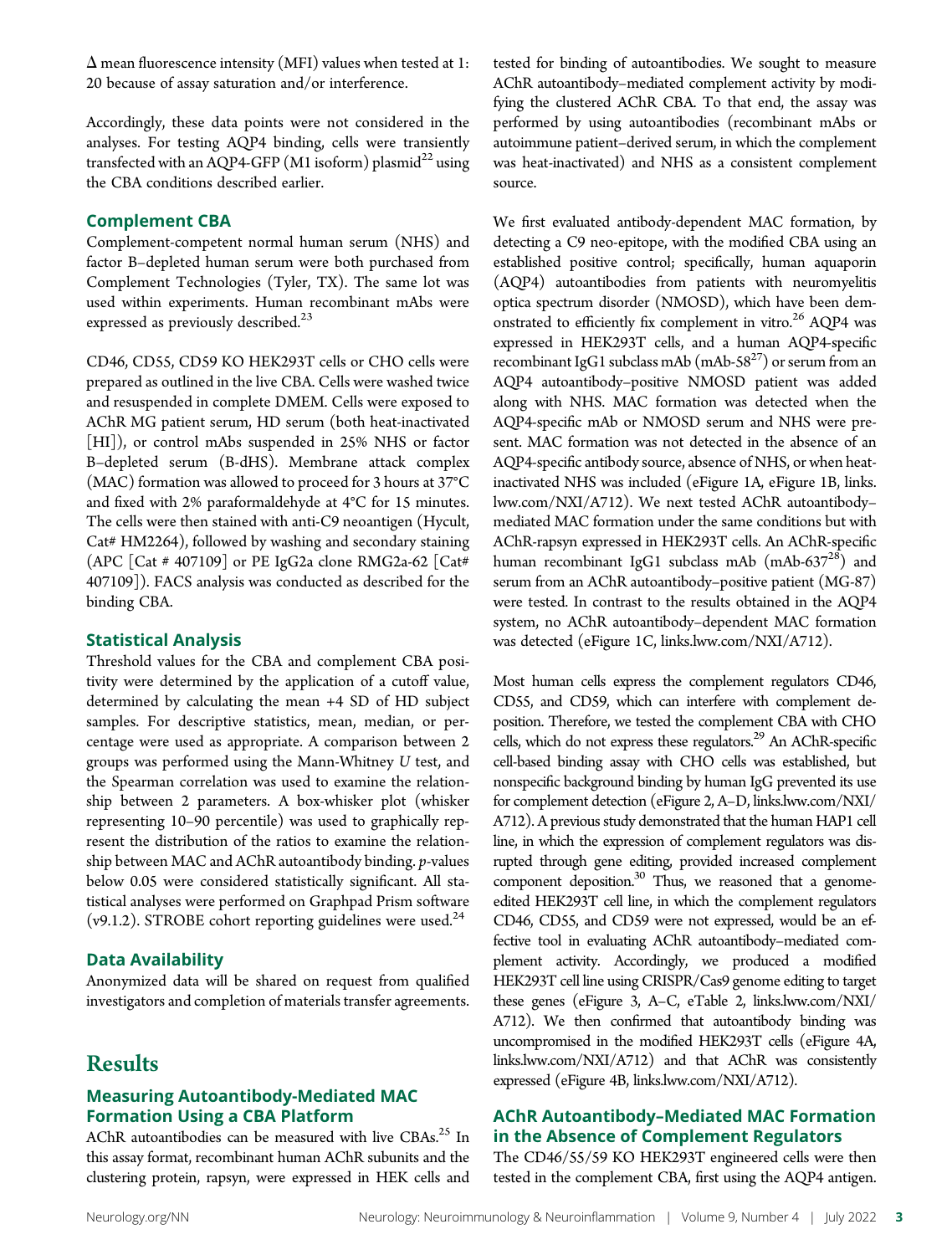Δ mean fluorescence intensity (MFI) values when tested at 1:20 because of assay saturation and/or interference.

Accordingly, these data points were not considered in the analyses. For testing AQP4 binding, cells were transiently transfected with an AQP4-GFP (M1 isoform) plasmid[22] using the CBA conditions described earlier.

### Complement CBA

Complement-competent normal human serum (NHS) and factor B–depleted human serum were both purchased from Complement Technologies (Tyler, TX). The same lot was used within experiments. Human recombinant mAbs were expressed as previously described.[23]

CD46, CD55, CD59 KO HEK293T cells or CHO cells were prepared as outlined in the live CBA. Cells were washed twice and resuspended in complete DMEM. Cells were exposed to AChR MG patient serum, HD serum (both heat-inactivated [HI]), or control mAbs suspended in 25% NHS or factor B–depleted serum (B-dHS). Membrane attack complex (MAC) formation was allowed to proceed for 3 hours at 37°C and fixed with 2% paraformaldehyde at 4°C for 15 minutes. The cells were then stained with anti-C9 neoantigen (Hycult, Cat# HM2264), followed by washing and secondary staining (APC [Cat # 407109] or PE IgG2a clone RMG2a-62 [Cat# 407109]). FACS analysis was conducted as described for the binding CBA.

### Statistical Analysis

Threshold values for the CBA and complement CBA positivity were determined by the application of a cutoff value, determined by calculating the mean +4 SD of HD subject samples. For descriptive statistics, mean, median, or percentage were used as appropriate. A comparison between 2 groups was performed using the Mann-Whitney *U* test, and the Spearman correlation was used to examine the relationship between 2 parameters. A box-whisker plot (whisker representing 10–90 percentile) was used to graphically represent the distribution of the ratios to examine the relationship between MAC and AChR autoantibody binding. *p*-values below 0.05 were considered statistically significant. All statistical analyses were performed on Graphpad Prism software (v9.1.2). STROBE cohort reporting guidelines were used.[24]

### Data Availability

Anonymized data will be shared on request from qualified investigators and completion of materials transfer agreements.

## Results

### Measuring Autoantibody-Mediated MAC Formation Using a CBA Platform

AChR autoantibodies can be measured with live CBAs.[25] In this assay format, recombinant human AChR subunits and the clustering protein, rapsyn, were expressed in HEK cells and tested for binding of autoantibodies. We sought to measure AChR autoantibody–mediated complement activity by modifying the clustered AChR CBA. To that end, the assay was performed by using autoantibodies (recombinant mAbs or autoimmune patient–derived serum, in which the complement was heat-inactivated) and NHS as a consistent complement source.

We first evaluated antibody-dependent MAC formation, by detecting a C9 neo-epitope, with the modified CBA using an established positive control; specifically, human aquaporin (AQP4) autoantibodies from patients with neuromyelitis optica spectrum disorder (NMOSD), which have been demonstrated to efficiently fix complement in vitro.[26] AQP4 was expressed in HEK293T cells, and a human AQP4-specific recombinant IgG1 subclass mAb (mAb-58[27]) or serum from an AQP4 autoantibody–positive NMOSD patient was added along with NHS. MAC formation was detected when the AQP4-specific mAb or NMOSD serum and NHS were present. MAC formation was not detected in the absence of an AQP4-specific antibody source, absence of NHS, or when heat-inactivated NHS was included (eFigure 1A, eFigure 1B, links.lww.com/NXI/A712). We next tested AChR autoantibody–mediated MAC formation under the same conditions but with AChR-rapsyn expressed in HEK293T cells. An AChR-specific human recombinant IgG1 subclass mAb (mAb-637[28]) and serum from an AChR autoantibody–positive patient (MG-87) were tested. In contrast to the results obtained in the AQP4 system, no AChR autoantibody–dependent MAC formation was detected (eFigure 1C, links.lww.com/NXI/A712).

Most human cells express the complement regulators CD46, CD55, and CD59, which can interfere with complement deposition. Therefore, we tested the complement CBA with CHO cells, which do not express these regulators.[29] An AChR-specific cell-based binding assay with CHO cells was established, but nonspecific background binding by human IgG prevented its use for complement detection (eFigure 2, A–D, links.lww.com/NXI/A712). A previous study demonstrated that the human HAP1 cell line, in which the expression of complement regulators was disrupted through gene editing, provided increased complement component deposition.[30] Thus, we reasoned that a genome-edited HEK293T cell line, in which the complement regulators CD46, CD55, and CD59 were not expressed, would be an effective tool in evaluating AChR autoantibody–mediated complement activity. Accordingly, we produced a modified HEK293T cell line using CRISPR/Cas9 genome editing to target these genes (eFigure 3, A–C, eTable 2, links.lww.com/NXI/A712). We then confirmed that autoantibody binding was uncompromised in the modified HEK293T cells (eFigure 4A, links.lww.com/NXI/A712) and that AChR was consistently expressed (eFigure 4B, links.lww.com/NXI/A712).

### AChR Autoantibody–Mediated MAC Formation in the Absence of Complement Regulators

The CD46/55/59 KO HEK293T engineered cells were then tested in the complement CBA, first using the AQP4 antigen.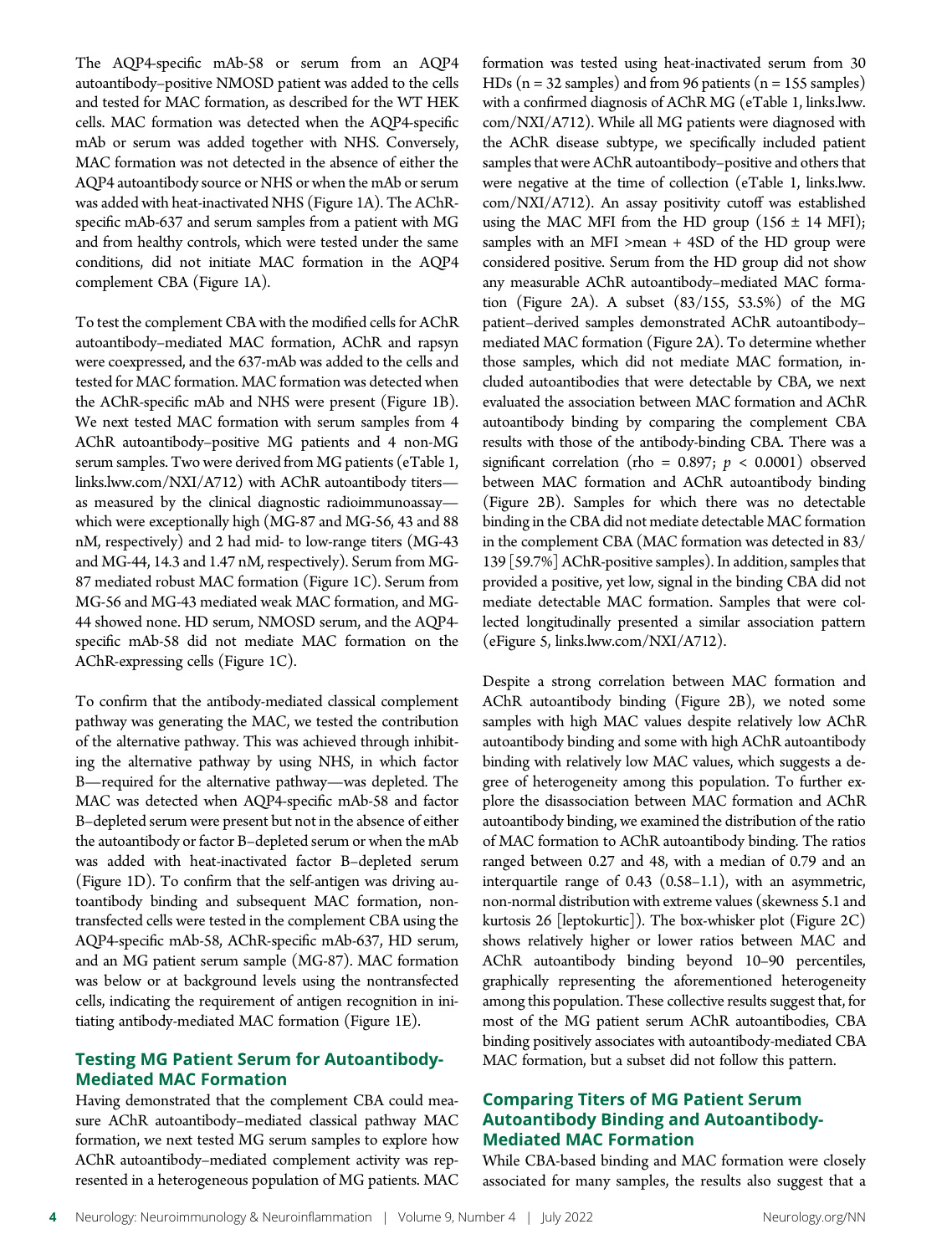The AQP4-specific mAb-58 or serum from an AQP4 autoantibody–positive NMOSD patient was added to the cells and tested for MAC formation, as described for the WT HEK cells. MAC formation was detected when the AQP4-specific mAb or serum was added together with NHS. Conversely, MAC formation was not detected in the absence of either the AQP4 autoantibody source or NHS or when the mAb or serum was added with heat-inactivated NHS (Figure 1A). The AChR-specific mAb-637 and serum samples from a patient with MG and from healthy controls, which were tested under the same conditions, did not initiate MAC formation in the AQP4 complement CBA (Figure 1A).

To test the complement CBA with the modified cells for AChR autoantibody–mediated MAC formation, AChR and rapsyn were coexpressed, and the 637-mAb was added to the cells and tested for MAC formation. MAC formation was detected when the AChR-specific mAb and NHS were present (Figure 1B). We next tested MAC formation with serum samples from 4 AChR autoantibody–positive MG patients and 4 non-MG serum samples. Two were derived from MG patients (eTable 1, links.lww.com/NXI/A712) with AChR autoantibody titers—as measured by the clinical diagnostic radioimmunoassay—which were exceptionally high (MG-87 and MG-56, 43 and 88 nM, respectively) and 2 had mid- to low-range titers (MG-43 and MG-44, 14.3 and 1.47 nM, respectively). Serum from MG-87 mediated robust MAC formation (Figure 1C). Serum from MG-56 and MG-43 mediated weak MAC formation, and MG-44 showed none. HD serum, NMOSD serum, and the AQP4-specific mAb-58 did not mediate MAC formation on the AChR-expressing cells (Figure 1C).

To confirm that the antibody-mediated classical complement pathway was generating the MAC, we tested the contribution of the alternative pathway. This was achieved through inhibiting the alternative pathway by using NHS, in which factor B—required for the alternative pathway—was depleted. The MAC was detected when AQP4-specific mAb-58 and factor B–depleted serum were present but not in the absence of either the autoantibody or factor B–depleted serum or when the mAb was added with heat-inactivated factor B–depleted serum (Figure 1D). To confirm that the self-antigen was driving autoantibody binding and subsequent MAC formation, nontransfected cells were tested in the complement CBA using the AQP4-specific mAb-58, AChR-specific mAb-637, HD serum, and an MG patient serum sample (MG-87). MAC formation was below or at background levels using the nontransfected cells, indicating the requirement of antigen recognition in initiating antibody-mediated MAC formation (Figure 1E).

## Testing MG Patient Serum for Autoantibody-Mediated MAC Formation

Having demonstrated that the complement CBA could measure AChR autoantibody–mediated classical pathway MAC formation, we next tested MG serum samples to explore how AChR autoantibody–mediated complement activity was represented in a heterogeneous population of MG patients. MAC formation was tested using heat-inactivated serum from 30 HDs (n = 32 samples) and from 96 patients (n = 155 samples) with a confirmed diagnosis of AChR MG (eTable 1, links.lww.com/NXI/A712). While all MG patients were diagnosed with the AChR disease subtype, we specifically included patient samples that were AChR autoantibody–positive and others that were negative at the time of collection (eTable 1, links.lww.com/NXI/A712). An assay positivity cutoff was established using the MAC MFI from the HD group (156 ± 14 MFI); samples with an MFI >mean + 4SD of the HD group were considered positive. Serum from the HD group did not show any measurable AChR autoantibody–mediated MAC formation (Figure 2A). A subset (83/155, 53.5%) of the MG patient–derived samples demonstrated AChR autoantibody–mediated MAC formation (Figure 2A). To determine whether those samples, which did not mediate MAC formation, included autoantibodies that were detectable by CBA, we next evaluated the association between MAC formation and AChR autoantibody binding by comparing the complement CBA results with those of the antibody-binding CBA. There was a significant correlation (rho = 0.897; $p < 0.0001$) observed between MAC formation and AChR autoantibody binding (Figure 2B). Samples for which there was no detectable binding in the CBA did not mediate detectable MAC formation in the complement CBA (MAC formation was detected in 83/139 [59.7%] AChR-positive samples). In addition, samples that provided a positive, yet low, signal in the binding CBA did not mediate detectable MAC formation. Samples that were collected longitudinally presented a similar association pattern (eFigure 5, links.lww.com/NXI/A712).

Despite a strong correlation between MAC formation and AChR autoantibody binding (Figure 2B), we noted some samples with high MAC values despite relatively low AChR autoantibody binding and some with high AChR autoantibody binding with relatively low MAC values, which suggests a degree of heterogeneity among this population. To further explore the disassociation between MAC formation and AChR autoantibody binding, we examined the distribution of the ratio of MAC formation to AChR autoantibody binding. The ratios ranged between 0.27 and 48, with a median of 0.79 and an interquartile range of 0.43 (0.58–1.1), with an asymmetric, non-normal distribution with extreme values (skewness 5.1 and kurtosis 26 [leptokurtic]). The box-whisker plot (Figure 2C) shows relatively higher or lower ratios between MAC and AChR autoantibody binding beyond 10–90 percentiles, graphically representing the aforementioned heterogeneity among this population. These collective results suggest that, for most of the MG patient serum AChR autoantibodies, CBA binding positively associates with autoantibody-mediated CBA MAC formation, but a subset did not follow this pattern.

## Comparing Titers of MG Patient Serum Autoantibody Binding and Autoantibody-Mediated MAC Formation

While CBA-based binding and MAC formation were closely associated for many samples, the results also suggest that a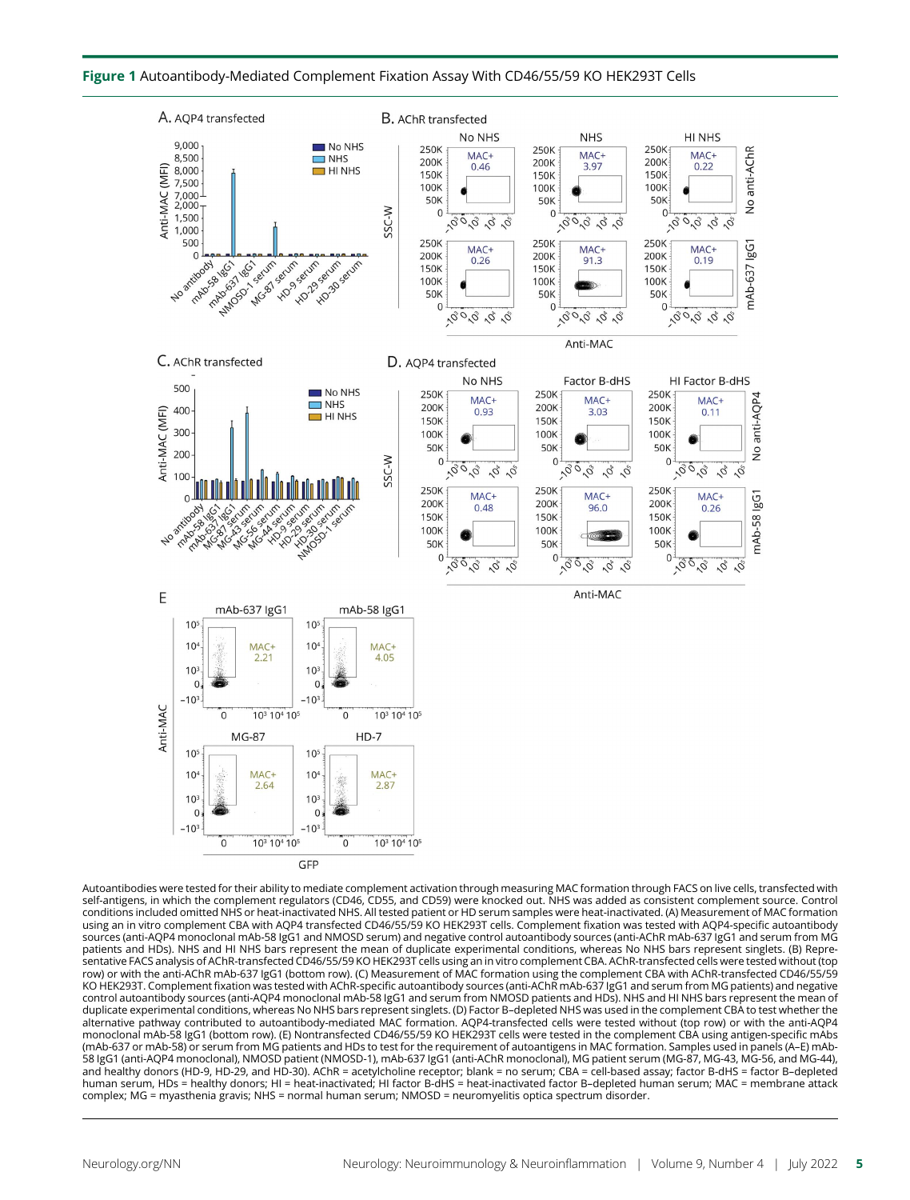**Figure 1** Autoantibody-Mediated Complement Fixation Assay With CD46/55/59 KO HEK293T Cells

Autoantibodies were tested for their ability to mediate complement activation through measuring MAC formation through FACS on live cells, transfected with self-antigens, in which the complement regulators (CD46, CD55, and CD59) were knocked out. NHS was added as consistent complement source. Control conditions included omitted NHS or heat-inactivated NHS. All tested patient or HD serum samples were heat-inactivated. (A) Measurement of MAC formation using an in vitro complement CBA with AQP4 transfected CD46/55/59 KO HEK293T cells. Complement fixation was tested with AQP4-specific autoantibody sources (anti-AQP4 monoclonal mAb-58 IgG1 and NMOSD serum) and negative control autoantibody sources (anti-AChR mAb-637 IgG1 and serum from MG patients and HDs). NHS and HI NHS bars represent the mean of duplicate experimental conditions, whereas No NHS bars represent singlets. (B) Representative FACS analysis of AChR-transfected CD46/55/59 KO HEK293T cells using an in vitro complement CBA. AChR-transfected cells were tested without (top row) or with the anti-AChR mAb-637 IgG1 (bottom row). (C) Measurement of MAC formation using the complement CBA with AChR-transfected CD46/55/59 KO HEK293T. Complement fixation was tested with AChR-specific autoantibody sources (anti-AChR mAb-637 IgG1 and serum from MG patients) and negative control autoantibody sources (anti-AQP4 monoclonal mAb-58 IgG1 and serum from NMOSD patients and HDs). NHS and HI NHS bars represent the mean of duplicate experimental conditions, whereas No NHS bars represent singlets. (D) Factor B–depleted NHS was used in the complement CBA to test whether the alternative pathway contributed to autoantibody-mediated MAC formation. AQP4-transfected cells were tested without (top row) or with the anti-AQP4 monoclonal mAb-58 IgG1 (bottom row). (E) Nontransfected CD46/55/59 KO HEK293T cells were tested in the complement CBA using antigen-specific mAbs (mAb-637 or mAb-58) or serum from MG patients and HDs to test for the requirement of autoantigens in MAC formation. Samples used in panels (A–E) mAb-58 IgG1 (anti-AQP4 monoclonal), NMOSD patient (NMOSD-1), mAb-637 IgG1 (anti-AChR monoclonal), MG patient serum (MG-87, MG-43, MG-56, and MG-44), and healthy donors (HD-9, HD-29, and HD-30). AChR = acetylcholine receptor; blank = no serum; CBA = cell-based assay; factor B-dHS = factor B–depleted human serum; HDs = healthy donors; HI = heat-inactivated; HI factor B-dHS = heat-inactivated factor B–depleted human serum; MAC = membrane attack complex; MG = myasthenia gravis; NHS = normal human serum; NMOSD = neuromyelitis optica spectrum disorder.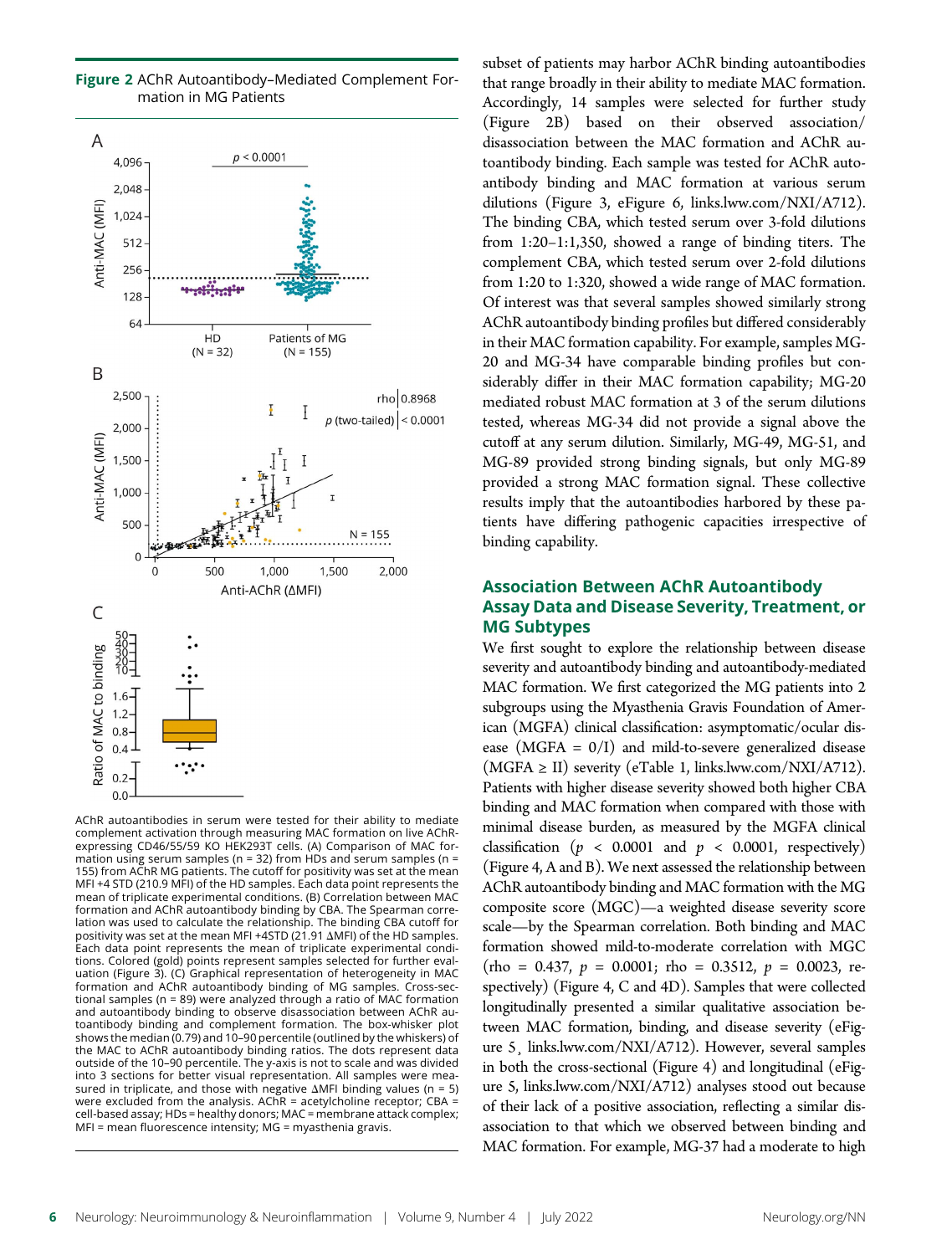**Figure 2** AChR Autoantibody–Mediated Complement Formation in MG Patients

AChR autoantibodies in serum were tested for their ability to mediate complement activation through measuring MAC formation on live AChR-expressing CD46/55/59 KO HEK293T cells. (A) Comparison of MAC formation using serum samples (n = 32) from HDs and serum samples (n = 155) from AChR MG patients. The cutoff for positivity was set at the mean MFI +4 STD (210.9 MFI) of the HD samples. Each data point represents the mean of triplicate experimental conditions. (B) Correlation between MAC formation and AChR autoantibody binding by CBA. The Spearman correlation was used to calculate the relationship. The binding CBA cutoff for positivity was set at the mean MFI +4STD (21.91 ΔMFI) of the HD samples. Each data point represents the mean of triplicate experimental conditions. Colored (gold) points represent samples selected for further evaluation (Figure 3). (C) Graphical representation of heterogeneity in MAC formation and AChR autoantibody binding of MG samples. Cross-sectional samples (n = 89) were analyzed through a ratio of MAC formation and autoantibody binding to observe disassociation between AChR autoantibody binding and complement formation. The box-whisker plot shows the median (0.79) and 10–90 percentile (outlined by the whiskers) of the MAC to AChR autoantibody binding ratios. The dots represent data outside of the 10–90 percentile. The y-axis is not to scale and was divided into 3 sections for better visual representation. All samples were measured in triplicate, and those with negative ΔMFI binding values (n = 5) were excluded from the analysis. AChR = acetylcholine receptor; CBA = cell-based assay; HDs = healthy donors; MAC = membrane attack complex; MFI = mean fluorescence intensity; MG = myasthenia gravis.

subset of patients may harbor AChR binding autoantibodies that range broadly in their ability to mediate MAC formation. Accordingly, 14 samples were selected for further study (Figure 2B) based on their observed association/disassociation between the MAC formation and AChR autoantibody binding. Each sample was tested for AChR autoantibody binding and MAC formation at various serum dilutions (Figure 3, eFigure 6, links.lww.com/NXI/A712). The binding CBA, which tested serum over 3-fold dilutions from 1:20–1:1,350, showed a range of binding titers. The complement CBA, which tested serum over 2-fold dilutions from 1:20 to 1:320, showed a wide range of MAC formation. Of interest was that several samples showed similarly strong AChR autoantibody binding profiles but differed considerably in their MAC formation capability. For example, samples MG-20 and MG-34 have comparable binding profiles but considerably differ in their MAC formation capability; MG-20 mediated robust MAC formation at 3 of the serum dilutions tested, whereas MG-34 did not provide a signal above the cutoff at any serum dilution. Similarly, MG-49, MG-51, and MG-89 provided strong binding signals, but only MG-89 provided a strong MAC formation signal. These collective results imply that the autoantibodies harbored by these patients have differing pathogenic capacities irrespective of binding capability.

## Association Between AChR Autoantibody Assay Data and Disease Severity, Treatment, or MG Subtypes

We first sought to explore the relationship between disease severity and autoantibody binding and autoantibody-mediated MAC formation. We first categorized the MG patients into 2 subgroups using the Myasthenia Gravis Foundation of American (MGFA) clinical classification: asymptomatic/ocular disease (MGFA = 0/I) and mild-to-severe generalized disease (MGFA ≥ II) severity (eTable 1, links.lww.com/NXI/A712). Patients with higher disease severity showed both higher CBA binding and MAC formation when compared with those with minimal disease burden, as measured by the MGFA clinical classification ($p < 0.0001$ and $p < 0.0001$, respectively) (Figure 4, A and B). We next assessed the relationship between AChR autoantibody binding and MAC formation with the MG composite score (MGC)—a weighted disease severity score scale—by the Spearman correlation. Both binding and MAC formation showed mild-to-moderate correlation with MGC (rho = 0.437, $p = 0.0001$; rho = 0.3512, $p = 0.0023$, respectively) (Figure 4, C and 4D). Samples that were collected longitudinally presented a similar qualitative association between MAC formation, binding, and disease severity (eFigure 5¸ links.lww.com/NXI/A712). However, several samples in both the cross-sectional (Figure 4) and longitudinal (eFigure 5, links.lww.com/NXI/A712) analyses stood out because of their lack of a positive association, reflecting a similar disassociation to that which we observed between binding and MAC formation. For example, MG-37 had a moderate to high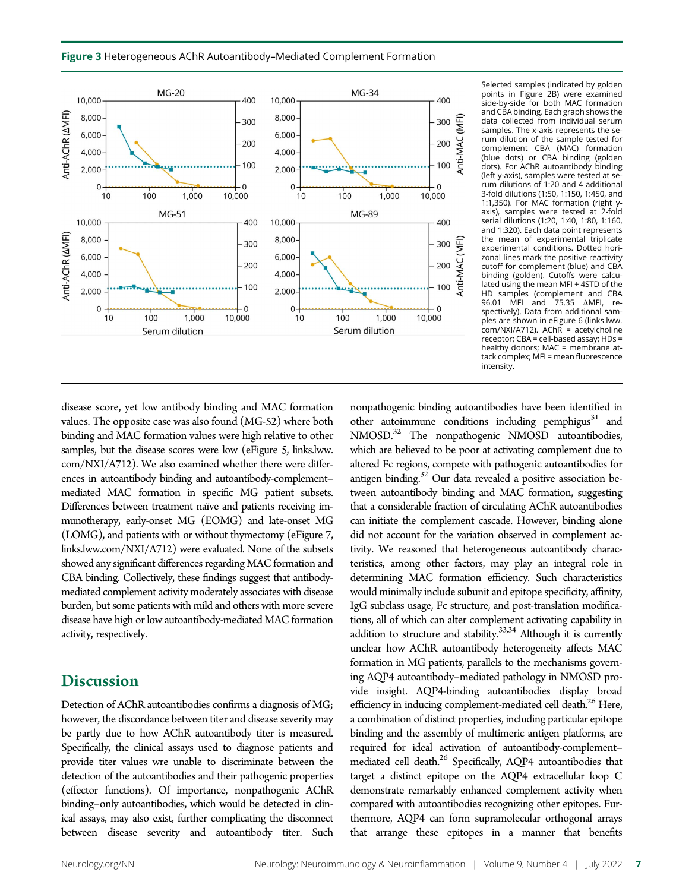**Figure 3** Heterogeneous AChR Autoantibody–Mediated Complement Formation

Selected samples (indicated by golden points in Figure 2B) were examined side-by-side for both MAC formation and CBA binding. Each graph shows the data collected from individual serum samples. The x-axis represents the serum dilution of the sample tested for complement CBA (MAC) formation (blue dots) or CBA binding (golden dots). For AChR autoantibody binding (left y-axis), samples were tested at serum dilutions of 1:20 and 4 additional 3-fold dilutions (1:50, 1:150, 1:450, and 1:1,350). For MAC formation (right y-axis), samples were tested at 2-fold serial dilutions (1:20, 1:40, 1:80, 1:160, and 1:320). Each data point represents the mean of experimental triplicate experimental conditions. Dotted horizontal lines mark the positive reactivity cutoff for complement (blue) and CBA binding (golden). Cutoffs were calculated using the mean MFI + 4STD of the HD samples (complement and CBA 96.01 MFI and 75.35 ΔMFI, respectively). Data from additional samples are shown in eFigure 6 (links.lww.com/NXI/A712). AChR = acetylcholine receptor; CBA = cell-based assay; HDs = healthy donors; MAC = membrane attack complex; MFI = mean fluorescence intensity.

disease score, yet low antibody binding and MAC formation values. The opposite case was also found (MG-52) where both binding and MAC formation values were high relative to other samples, but the disease scores were low (eFigure 5, links.lww.com/NXI/A712). We also examined whether there were differences in autoantibody binding and autoantibody-complement–mediated MAC formation in specific MG patient subsets. Differences between treatment naïve and patients receiving immunotherapy, early-onset MG (EOMG) and late-onset MG (LOMG), and patients with or without thymectomy (eFigure 7, links.lww.com/NXI/A712) were evaluated. None of the subsets showed any significant differences regarding MAC formation and CBA binding. Collectively, these findings suggest that antibody-mediated complement activity moderately associates with disease burden, but some patients with mild and others with more severe disease have high or low autoantibody-mediated MAC formation activity, respectively.

## Discussion

Detection of AChR autoantibodies confirms a diagnosis of MG; however, the discordance between titer and disease severity may be partly due to how AChR autoantibody titer is measured. Specifically, the clinical assays used to diagnose patients and provide titer values were unable to discriminate between the detection of the autoantibodies and their pathogenic properties (effector functions). Of importance, nonpathogenic AChR binding–only autoantibodies, which would be detected in clinical assays, may also exist, further complicating the disconnect between disease severity and autoantibody titer. Such nonpathogenic binding autoantibodies have been identified in other autoimmune conditions including pemphigus[31] and NMOSD.[32] The nonpathogenic NMOSD autoantibodies, which are believed to be poor at activating complement due to altered Fc regions, compete with pathogenic autoantibodies for antigen binding.[32] Our data revealed a positive association between autoantibody binding and MAC formation, suggesting that a considerable fraction of circulating AChR autoantibodies can initiate the complement cascade. However, binding alone did not account for the variation observed in complement activity. We reasoned that heterogeneous autoantibody characteristics, among other factors, may play an integral role in determining MAC formation efficiency. Such characteristics would minimally include subunit and epitope specificity, affinity, IgG subclass usage, Fc structure, and post-translation modifications, all of which can alter complement activating capability in addition to structure and stability.[33,34] Although it is currently unclear how AChR autoantibody heterogeneity affects MAC formation in MG patients, parallels to the mechanisms governing AQP4 autoantibody–mediated pathology in NMOSD provide insight. AQP4-binding autoantibodies display broad efficiency in inducing complement-mediated cell death.[26] Here, a combination of distinct properties, including particular epitope binding and the assembly of multimeric antigen platforms, are required for ideal activation of autoantibody-complement–mediated cell death.[26] Specifically, AQP4 autoantibodies that target a distinct epitope on the AQP4 extracellular loop C demonstrate remarkably enhanced complement activity when compared with autoantibodies recognizing other epitopes. Furthermore, AQP4 can form supramolecular orthogonal arrays that arrange these epitopes in a manner that benefits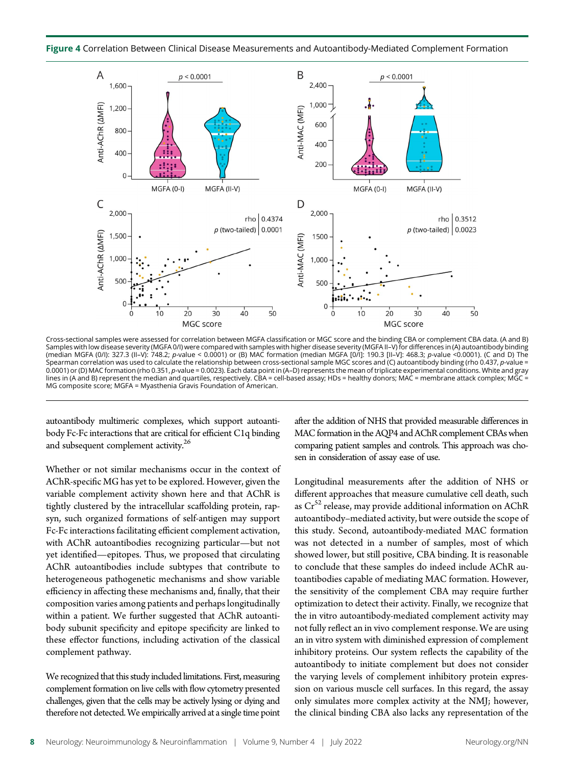**Figure 4** Correlation Between Clinical Disease Measurements and Autoantibody-Mediated Complement Formation

Cross-sectional samples were assessed for correlation between MGFA classification or MGC score and the binding CBA or complement CBA data. (A and B) Samples with low disease severity (MGFA 0/I) were compared with samples with higher disease severity (MGFA II–V) for differences in (A) autoantibody binding (median MGFA (0/I): 327.3 (II–V): 748.2; *p*-value < 0.0001) or (B) MAC formation (median MGFA [0/I]: 190.3 [II–V]: 468.3; *p*-value <0.0001). (C and D) The Spearman correlation was used to calculate the relationship between cross-sectional sample MGC scores and (C) autoantibody binding (rho 0.437, *p*-value = 0.0001) or (D) MAC formation (rho 0.351, *p*-value = 0.0023). Each data point in (A–D) represents the mean of triplicate experimental conditions. White and gray lines in (A and B) represent the median and quartiles, respectively. CBA = cell-based assay; HDs = healthy donors; MAC = membrane attack complex; MGC = MG composite score; MGFA = Myasthenia Gravis Foundation of American.

autoantibody multimeric complexes, which support autoantibody Fc-Fc interactions that are critical for efficient C1q binding and subsequent complement activity.[26]

Whether or not similar mechanisms occur in the context of AChR-specific MG has yet to be explored. However, given the variable complement activity shown here and that AChR is tightly clustered by the intracellular scaffolding protein, rapsyn, such organized formations of self-antigen may support Fc-Fc interactions facilitating efficient complement activation, with AChR autoantibodies recognizing particular—but not yet identified—epitopes. Thus, we proposed that circulating AChR autoantibodies include subtypes that contribute to heterogeneous pathogenetic mechanisms and show variable efficiency in affecting these mechanisms and, finally, that their composition varies among patients and perhaps longitudinally within a patient. We further suggested that AChR autoantibody subunit specificity and epitope specificity are linked to these effector functions, including activation of the classical complement pathway.

We recognized that this study included limitations. First, measuring complement formation on live cells with flow cytometry presented challenges, given that the cells may be actively lysing or dying and therefore not detected. We empirically arrived at a single time point after the addition of NHS that provided measurable differences in MAC formation in the AQP4 and AChR complement CBAs when comparing patient samples and controls. This approach was chosen in consideration of assay ease of use.

Longitudinal measurements after the addition of NHS or different approaches that measure cumulative cell death, such as Cr[52] release, may provide additional information on AChR autoantibody–mediated activity, but were outside the scope of this study. Second, autoantibody-mediated MAC formation was not detected in a number of samples, most of which showed lower, but still positive, CBA binding. It is reasonable to conclude that these samples do indeed include AChR autoantibodies capable of mediating MAC formation. However, the sensitivity of the complement CBA may require further optimization to detect their activity. Finally, we recognize that the in vitro autoantibody-mediated complement activity may not fully reflect an in vivo complement response. We are using an in vitro system with diminished expression of complement inhibitory proteins. Our system reflects the capability of the autoantibody to initiate complement but does not consider the varying levels of complement inhibitory protein expression on various muscle cell surfaces. In this regard, the assay only simulates more complex activity at the NMJ; however, the clinical binding CBA also lacks any representation of the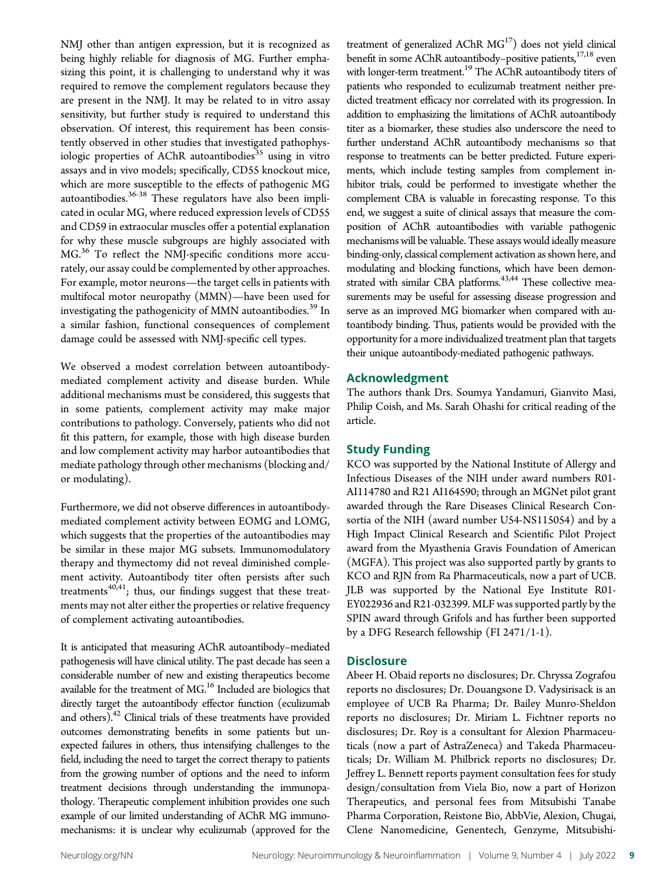NMJ other than antigen expression, but it is recognized as being highly reliable for diagnosis of MG. Further emphasizing this point, it is challenging to understand why it was required to remove the complement regulators because they are present in the NMJ. It may be related to in vitro assay sensitivity, but further study is required to understand this observation. Of interest, this requirement has been consistently observed in other studies that investigated pathophysiologic properties of AChR autoantibodies[35] using in vitro assays and in vivo models; specifically, CD55 knockout mice, which are more susceptible to the effects of pathogenic MG autoantibodies.[36-38] These regulators have also been implicated in ocular MG, where reduced expression levels of CD55 and CD59 in extraocular muscles offer a potential explanation for why these muscle subgroups are highly associated with MG.[36] To reflect the NMJ-specific conditions more accurately, our assay could be complemented by other approaches. For example, motor neurons—the target cells in patients with multifocal motor neuropathy (MMN)—have been used for investigating the pathogenicity of MMN autoantibodies.[39] In a similar fashion, functional consequences of complement damage could be assessed with NMJ-specific cell types.

We observed a modest correlation between autoantibody-mediated complement activity and disease burden. While additional mechanisms must be considered, this suggests that in some patients, complement activity may make major contributions to pathology. Conversely, patients who did not fit this pattern, for example, those with high disease burden and low complement activity may harbor autoantibodies that mediate pathology through other mechanisms (blocking and/or modulating).

Furthermore, we did not observe differences in autoantibody-mediated complement activity between EOMG and LOMG, which suggests that the properties of the autoantibodies may be similar in these major MG subsets. Immunomodulatory therapy and thymectomy did not reveal diminished complement activity. Autoantibody titer often persists after such treatments[40,41]; thus, our findings suggest that these treatments may not alter either the properties or relative frequency of complement activating autoantibodies.

It is anticipated that measuring AChR autoantibody–mediated pathogenesis will have clinical utility. The past decade has seen a considerable number of new and existing therapeutics become available for the treatment of MG.[16] Included are biologics that directly target the autoantibody effector function (eculizumab and others).[42] Clinical trials of these treatments have provided outcomes demonstrating benefits in some patients but unexpected failures in others, thus intensifying challenges to the field, including the need to target the correct therapy to patients from the growing number of options and the need to inform treatment decisions through understanding the immunopathology. Therapeutic complement inhibition provides one such example of our limited understanding of AChR MG immunomechanisms: it is unclear why eculizumab (approved for the treatment of generalized AChR MG[17]) does not yield clinical benefit in some AChR autoantibody–positive patients,[17,18] even with longer-term treatment.[19] The AChR autoantibody titers of patients who responded to eculizumab treatment neither predicted treatment efficacy nor correlated with its progression. In addition to emphasizing the limitations of AChR autoantibody titer as a biomarker, these studies also underscore the need to further understand AChR autoantibody mechanisms so that response to treatments can be better predicted. Future experiments, which include testing samples from complement inhibitor trials, could be performed to investigate whether the complement CBA is valuable in forecasting response. To this end, we suggest a suite of clinical assays that measure the composition of AChR autoantibodies with variable pathogenic mechanisms will be valuable. These assays would ideally measure binding-only, classical complement activation as shown here, and modulating and blocking functions, which have been demonstrated with similar CBA platforms.[43,44] These collective measurements may be useful for assessing disease progression and serve as an improved MG biomarker when compared with autoantibody binding. Thus, patients would be provided with the opportunity for a more individualized treatment plan that targets their unique autoantibody-mediated pathogenic pathways.

## Acknowledgment

The authors thank Drs. Soumya Yandamuri, Gianvito Masi, Philip Coish, and Ms. Sarah Ohashi for critical reading of the article.

## Study Funding

KCO was supported by the National Institute of Allergy and Infectious Diseases of the NIH under award numbers R01-AI114780 and R21 AI164590; through an MGNet pilot grant awarded through the Rare Diseases Clinical Research Consortia of the NIH (award number U54-NS115054) and by a High Impact Clinical Research and Scientific Pilot Project award from the Myasthenia Gravis Foundation of American (MGFA). This project was also supported partly by grants to KCO and RJN from Ra Pharmaceuticals, now a part of UCB. JLB was supported by the National Eye Institute R01-EY022936 and R21-032399. MLF was supported partly by the SPIN award through Grifols and has further been supported by a DFG Research fellowship (FI 2471/1-1).

## Disclosure

Abeer H. Obaid reports no disclosures; Dr. Chryssa Zografou reports no disclosures; Dr. Douangsone D. Vadysirisack is an employee of UCB Ra Pharma; Dr. Bailey Munro-Sheldon reports no disclosures; Dr. Miriam L. Fichtner reports no disclosures; Dr. Roy is a consultant for Alexion Pharmaceuticals (now a part of AstraZeneca) and Takeda Pharmaceuticals; Dr. William M. Philbrick reports no disclosures; Dr. Jeffrey L. Bennett reports payment consultation fees for study design/consultation from Viela Bio, now a part of Horizon Therapeutics, and personal fees from Mitsubishi Tanabe Pharma Corporation, Reistone Bio, AbbVie, Alexion, Chugai, Clene Nanomedicine, Genentech, Genzyme, Mitsubishi-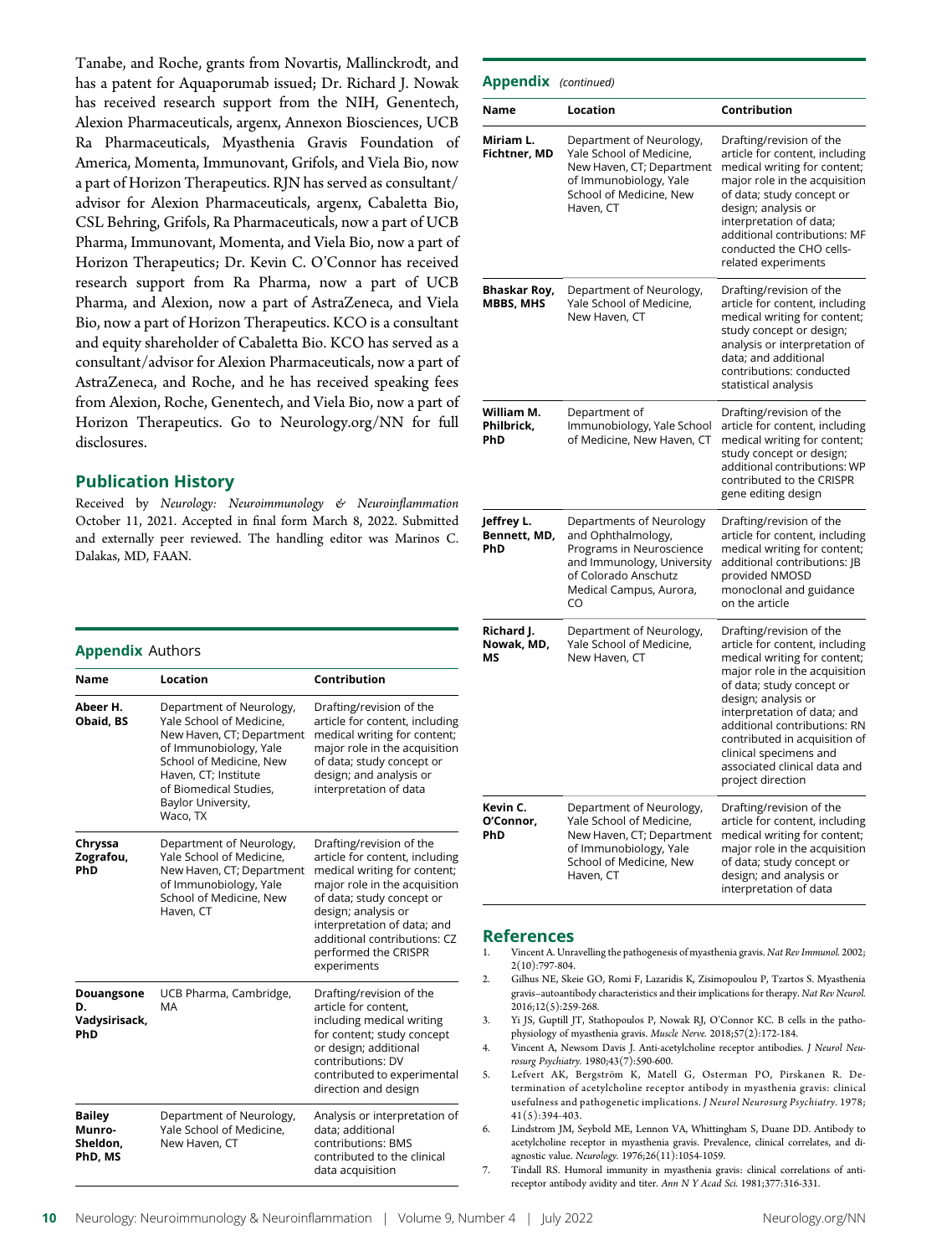Tanabe, and Roche, grants from Novartis, Mallinckrodt, and has a patent for Aquaporumab issued; Dr. Richard J. Nowak has received research support from the NIH, Genentech, Alexion Pharmaceuticals, argenx, Annexon Biosciences, UCB Ra Pharmaceuticals, Myasthenia Gravis Foundation of America, Momenta, Immunovant, Grifols, and Viela Bio, now a part of Horizon Therapeutics. RJN has served as consultant/advisor for Alexion Pharmaceuticals, argenx, Cabaletta Bio, CSL Behring, Grifols, Ra Pharmaceuticals, now a part of UCB Pharma, Immunovant, Momenta, and Viela Bio, now a part of Horizon Therapeutics; Dr. Kevin C. O'Connor has received research support from Ra Pharma, now a part of UCB Pharma, and Alexion, now a part of AstraZeneca, and Viela Bio, now a part of Horizon Therapeutics. KCO is a consultant and equity shareholder of Cabaletta Bio. KCO has served as a consultant/advisor for Alexion Pharmaceuticals, now a part of AstraZeneca, and Roche, and he has received speaking fees from Alexion, Roche, Genentech, and Viela Bio, now a part of Horizon Therapeutics. Go to Neurology.org/NN for full disclosures.

## Publication History

Received by *Neurology: Neuroimmunology & Neuroinflammation* October 11, 2021. Accepted in final form March 8, 2022. Submitted and externally peer reviewed. The handling editor was Marinos C. Dalakas, MD, FAAN.

## Appendix Authors

| Name | Location | Contribution |
|---|---|---|
| **Abeer H. Obaid, BS** | Department of Neurology, Yale School of Medicine, New Haven, CT; Department of Immunobiology, Yale School of Medicine, New Haven, CT; Institute of Biomedical Studies, Baylor University, Waco, TX | Drafting/revision of the article for content, including medical writing for content; major role in the acquisition of data; study concept or design; and analysis or interpretation of data |
| **Chryssa Zografou, PhD** | Department of Neurology, Yale School of Medicine, New Haven, CT; Department of Immunobiology, Yale School of Medicine, New Haven, CT | Drafting/revision of the article for content, including medical writing for content; major role in the acquisition of data; study concept or design; analysis or interpretation of data; and additional contributions: CZ performed the CRISPR experiments |
| **Douangsone D. Vadysirisack, PhD** | UCB Pharma, Cambridge, MA | Drafting/revision of the article for content, including medical writing for content; study concept or design; additional contributions: DV contributed to experimental direction and design |
| **Bailey Munro-Sheldon, PhD, MS** | Department of Neurology, Yale School of Medicine, New Haven, CT | Analysis or interpretation of data; additional contributions: BMS contributed to the clinical data acquisition |
| **Miriam L. Fichtner, MD** | Department of Neurology, Yale School of Medicine, New Haven, CT; Department of Immunobiology, Yale School of Medicine, New Haven, CT | Drafting/revision of the article for content, including medical writing for content; major role in the acquisition of data; study concept or design; analysis or interpretation of data; additional contributions: MF conducted the CHO cells-related experiments |
| **Bhaskar Roy, MBBS, MHS** | Department of Neurology, Yale School of Medicine, New Haven, CT | Drafting/revision of the article for content, including medical writing for content; study concept or design; analysis or interpretation of data; and additional contributions: conducted statistical analysis |
| **William M. Philbrick, PhD** | Department of Immunobiology, Yale School of Medicine, New Haven, CT | Drafting/revision of the article for content, including medical writing for content; study concept or design; additional contributions: WP contributed to the CRISPR gene editing design |
| **Jeffrey L. Bennett, MD, PhD** | Departments of Neurology and Ophthalmology, Programs in Neuroscience and Immunology, University of Colorado Anschutz Medical Campus, Aurora, CO | Drafting/revision of the article for content, including medical writing for content; additional contributions: JB provided NMOSD monoclonal and guidance on the article |
| **Richard J. Nowak, MD, MS** | Department of Neurology, Yale School of Medicine, New Haven, CT | Drafting/revision of the article for content, including medical writing for content; major role in the acquisition of data; study concept or design; analysis or interpretation of data; and additional contributions: RN contributed in acquisition of clinical specimens and associated clinical data and project direction |
| **Kevin C. O'Connor, PhD** | Department of Neurology, Yale School of Medicine, New Haven, CT; Department of Immunobiology, Yale School of Medicine, New Haven, CT | Drafting/revision of the article for content, including medical writing for content; major role in the acquisition of data; study concept or design; and analysis or interpretation of data |

## References

1. Vincent A. Unravelling the pathogenesis of myasthenia gravis. *Nat Rev Immunol.* 2002;2(10):797-804.
2. Gilhus NE, Skeie GO, Romi F, Lazaridis K, Zisimopoulou P, Tzartos S. Myasthenia gravis–autoantibody characteristics and their implications for therapy. *Nat Rev Neurol.* 2016;12(5):259-268.
3. Yi JS, Guptill JT, Stathopoulos P, Nowak RJ, O'Connor KC. B cells in the pathophysiology of myasthenia gravis. *Muscle Nerve.* 2018;57(2):172-184.
4. Vincent A, Newsom Davis J. Anti-acetylcholine receptor antibodies. *J Neurol Neurosurg Psychiatry.* 1980;43(7):590-600.
5. Lefvert AK, Bergström K, Matell G, Osterman PO, Pirskanen R. Determination of acetylcholine receptor antibody in myasthenia gravis: clinical usefulness and pathogenetic implications. *J Neurol Neurosurg Psychiatry.* 1978;41(5):394-403.
6. Lindstrom JM, Seybold ME, Lennon VA, Whittingham S, Duane DD. Antibody to acetylcholine receptor in myasthenia gravis. Prevalence, clinical correlates, and diagnostic value. *Neurology.* 1976;26(11):1054-1059.
7. Tindall RS. Humoral immunity in myasthenia gravis: clinical correlations of anti-receptor antibody avidity and titer. *Ann N Y Acad Sci.* 1981;377:316-331.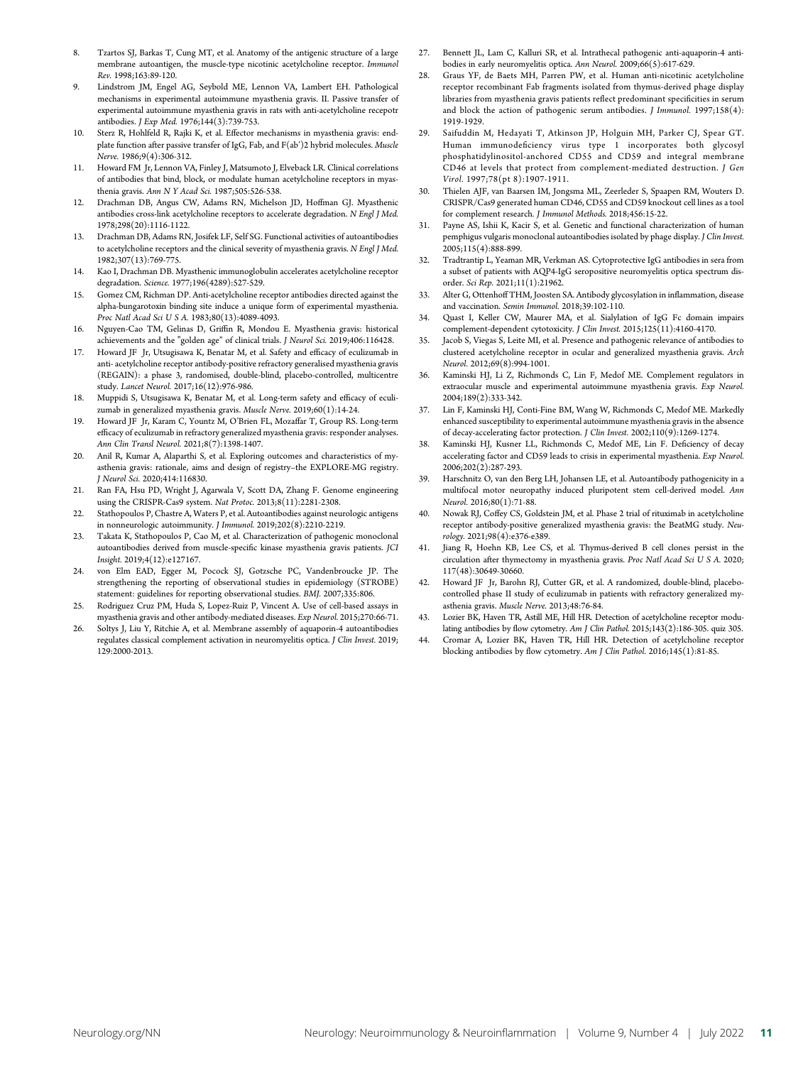8. Tzartos SJ, Barkas T, Cung MT, et al. Anatomy of the antigenic structure of a large membrane autoantigen, the muscle-type nicotinic acetylcholine receptor. *Immunol Rev.* 1998;163:89-120.
9. Lindstrom JM, Engel AG, Seybold ME, Lennon VA, Lambert EH. Pathological mechanisms in experimental autoimmune myasthenia gravis. II. Passive transfer of experimental autoimmune myasthenia gravis in rats with anti-acetylcholine recepotr antibodies. *J Exp Med.* 1976;144(3):739-753.
10. Sterz R, Hohlfeld R, Rajki K, et al. Effector mechanisms in myasthenia gravis: end-plate function after passive transfer of IgG, Fab, and F(ab')2 hybrid molecules. *Muscle Nerve.* 1986;9(4):306-312.
11. Howard FM Jr, Lennon VA, Finley J, Matsumoto J, Elveback LR. Clinical correlations of antibodies that bind, block, or modulate human acetylcholine receptors in myasthenia gravis. *Ann N Y Acad Sci.* 1987;505:526-538.
12. Drachman DB, Angus CW, Adams RN, Michelson JD, Hoffman GJ. Myasthenic antibodies cross-link acetylcholine receptors to accelerate degradation. *N Engl J Med.* 1978;298(20):1116-1122.
13. Drachman DB, Adams RN, Josifek LF, Self SG. Functional activities of autoantibodies to acetylcholine receptors and the clinical severity of myasthenia gravis. *N Engl J Med.* 1982;307(13):769-775.
14. Kao I, Drachman DB. Myasthenic immunoglobulin accelerates acetylcholine receptor degradation. *Science.* 1977;196(4289):527-529.
15. Gomez CM, Richman DP. Anti-acetylcholine receptor antibodies directed against the alpha-bungarotoxin binding site induce a unique form of experimental myasthenia. *Proc Natl Acad Sci U S A.* 1983;80(13):4089-4093.
16. Nguyen-Cao TM, Gelinas D, Griffin R, Mondou E. Myasthenia gravis: historical achievements and the "golden age" of clinical trials. *J Neurol Sci.* 2019;406:116428.
17. Howard JF Jr, Utsugisawa K, Benatar M, et al. Safety and efficacy of eculizumab in anti- acetylcholine receptor antibody-positive refractory generalised myasthenia gravis (REGAIN): a phase 3, randomised, double-blind, placebo-controlled, multicentre study. *Lancet Neurol.* 2017;16(12):976-986.
18. Muppidi S, Utsugisawa K, Benatar M, et al. Long-term safety and efficacy of eculizumab in generalized myasthenia gravis. *Muscle Nerve.* 2019;60(1):14-24.
19. Howard JF Jr, Karam C, Yountz M, O'Brien FL, Mozaffar T, Group RS. Long-term efficacy of eculizumab in refractory generalized myasthenia gravis: responder analyses. *Ann Clin Transl Neurol.* 2021;8(7):1398-1407.
20. Anil R, Kumar A, Alaparthi S, et al. Exploring outcomes and characteristics of myasthenia gravis: rationale, aims and design of registry–the EXPLORE-MG registry. *J Neurol Sci.* 2020;414:116830.
21. Ran FA, Hsu PD, Wright J, Agarwala V, Scott DA, Zhang F. Genome engineering using the CRISPR-Cas9 system. *Nat Protoc.* 2013;8(11):2281-2308.
22. Stathopoulos P, Chastre A, Waters P, et al. Autoantibodies against neurologic antigens in nonneurologic autoimmunity. *J Immunol.* 2019;202(8):2210-2219.
23. Takata K, Stathopoulos P, Cao M, et al. Characterization of pathogenic monoclonal autoantibodies derived from muscle-specific kinase myasthenia gravis patients. *JCI Insight.* 2019;4(12):e127167.
24. von Elm EAD, Egger M, Pocock SJ, Gotzsche PC, Vandenbroucke JP. The strengthening the reporting of observational studies in epidemiology (STROBE) statement: guidelines for reporting observational studies. *BMJ.* 2007;335:806.
25. Rodriguez Cruz PM, Huda S, Lopez-Ruiz P, Vincent A. Use of cell-based assays in myasthenia gravis and other antibody-mediated diseases. *Exp Neurol.* 2015;270:66-71.
26. Soltys J, Liu Y, Ritchie A, et al. Membrane assembly of aquaporin-4 autoantibodies regulates classical complement activation in neuromyelitis optica. *J Clin Invest.* 2019; 129:2000-2013.
27. Bennett JL, Lam C, Kalluri SR, et al. Intrathecal pathogenic anti-aquaporin-4 antibodies in early neuromyelitis optica. *Ann Neurol.* 2009;66(5):617-629.
28. Graus YF, de Baets MH, Parren PW, et al. Human anti-nicotinic acetylcholine receptor recombinant Fab fragments isolated from thymus-derived phage display libraries from myasthenia gravis patients reflect predominant specificities in serum and block the action of pathogenic serum antibodies. *J Immunol.* 1997;158(4): 1919-1929.
29. Saifuddin M, Hedayati T, Atkinson JP, Holguin MH, Parker CJ, Spear GT. Human immunodeficiency virus type 1 incorporates both glycosyl phosphatidylinositol-anchored CD55 and CD59 and integral membrane CD46 at levels that protect from complement-mediated destruction. *J Gen Virol.* 1997;78(pt 8):1907-1911.
30. Thielen AJF, van Baarsen IM, Jongsma ML, Zeerleder S, Spaapen RM, Wouters D. CRISPR/Cas9 generated human CD46, CD55 and CD59 knockout cell lines as a tool for complement research. *J Immunol Methods.* 2018;456:15-22.
31. Payne AS, Ishii K, Kacir S, et al. Genetic and functional characterization of human pemphigus vulgaris monoclonal autoantibodies isolated by phage display. *J Clin Invest.* 2005;115(4):888-899.
32. Tradtrantip L, Yeaman MR, Verkman AS. Cytoprotective IgG antibodies in sera from a subset of patients with AQP4-IgG seropositive neuromyelitis optica spectrum disorder. *Sci Rep.* 2021;11(1):21962.
33. Alter G, Ottenhoff THM, Joosten SA. Antibody glycosylation in inflammation, disease and vaccination. *Semin Immunol.* 2018;39:102-110.
34. Quast I, Keller CW, Maurer MA, et al. Sialylation of IgG Fc domain impairs complement-dependent cytotoxicity. *J Clin Invest.* 2015;125(11):4160-4170.
35. Jacob S, Viegas S, Leite MI, et al. Presence and pathogenic relevance of antibodies to clustered acetylcholine receptor in ocular and generalized myasthenia gravis. *Arch Neurol.* 2012;69(8):994-1001.
36. Kaminski HJ, Li Z, Richmonds C, Lin F, Medof ME. Complement regulators in extraocular muscle and experimental autoimmune myasthenia gravis. *Exp Neurol.* 2004;189(2):333-342.
37. Lin F, Kaminski HJ, Conti-Fine BM, Wang W, Richmonds C, Medof ME. Markedly enhanced susceptibility to experimental autoimmune myasthenia gravis in the absence of decay-accelerating factor protection. *J Clin Invest.* 2002;110(9):1269-1274.
38. Kaminski HJ, Kusner LL, Richmonds C, Medof ME, Lin F. Deficiency of decay accelerating factor and CD59 leads to crisis in experimental myasthenia. *Exp Neurol.* 2006;202(2):287-293.
39. Harschnitz O, van den Berg LH, Johansen LE, et al. Autoantibody pathogenicity in a multifocal motor neuropathy induced pluripotent stem cell-derived model. *Ann Neurol.* 2016;80(1):71-88.
40. Nowak RJ, Coffey CS, Goldstein JM, et al. Phase 2 trial of rituximab in acetylcholine receptor antibody-positive generalized myasthenia gravis: the BeatMG study. *Neurology.* 2021;98(4):e376-e389.
41. Jiang R, Hoehn KB, Lee CS, et al. Thymus-derived B cell clones persist in the circulation after thymectomy in myasthenia gravis. *Proc Natl Acad Sci U S A.* 2020; 117(48):30649-30660.
42. Howard JF Jr, Barohn RJ, Cutter GR, et al. A randomized, double-blind, placebo-controlled phase II study of eculizumab in patients with refractory generalized myasthenia gravis. *Muscle Nerve.* 2013;48:76-84.
43. Lozier BK, Haven TR, Astill ME, Hill HR. Detection of acetylcholine receptor modulating antibodies by flow cytometry. *Am J Clin Pathol.* 2015;143(2):186-305. quiz 305.
44. Cromar A, Lozier BK, Haven TR, Hill HR. Detection of acetylcholine receptor blocking antibodies by flow cytometry. *Am J Clin Pathol.* 2016;145(1):81-85.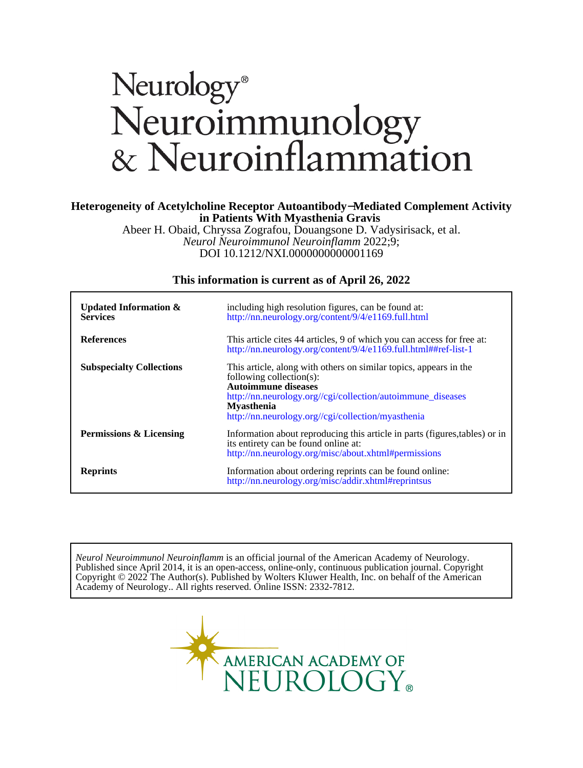# Neurology® Neuroimmunology & Neuroinflammation

**Heterogeneity of Acetylcholine Receptor Autoantibody–Mediated Complement Activity in Patients With Myasthenia Gravis**

Abeer H. Obaid, Chryssa Zografou, Douangsone D. Vadysirisack, et al.

*Neurol Neuroimmunol Neuroinflamm* 2022;9;

DOI 10.1212/NXI.0000000000001169

**This information is current as of April 26, 2022**

| | |
|---|---|
| **Updated Information & Services** | including high resolution figures, can be found at: http://nn.neurology.org/content/9/4/e1169.full.html |
| **References** | This article cites 44 articles, 9 of which you can access for free at: http://nn.neurology.org/content/9/4/e1169.full.html##ref-list-1 |
| **Subspecialty Collections** | This article, along with others on similar topics, appears in the following collection(s): **Autoimmune diseases** http://nn.neurology.org//cgi/collection/autoimmune_diseases **Myasthenia** http://nn.neurology.org//cgi/collection/myasthenia |
| **Permissions & Licensing** | Information about reproducing this article in parts (figures,tables) or in its entirety can be found online at: http://nn.neurology.org/misc/about.xhtml#permissions |
| **Reprints** | Information about ordering reprints can be found online: http://nn.neurology.org/misc/addir.xhtml#reprintsus |

*Neurol Neuroimmunol Neuroinflamm* is an official journal of the American Academy of Neurology. Published since April 2014, it is an open-access, online-only, continuous publication journal. Copyright Copyright © 2022 The Author(s). Published by Wolters Kluwer Health, Inc. on behalf of the American Academy of Neurology.. All rights reserved. Online ISSN: 2332-7812.

AMERICAN ACADEMY OF NEUROLOGY®